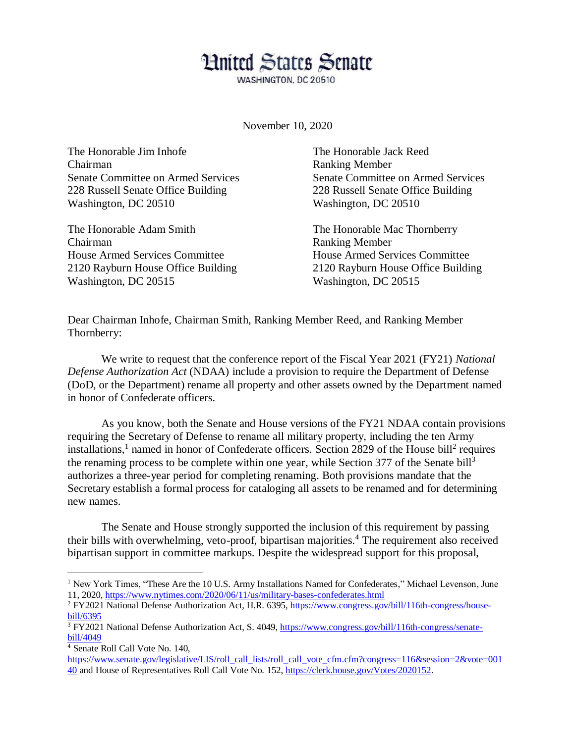# United States Senate

WASHINGTON, DC 20510

November 10, 2020

The Honorable Jim Inhofe
Chairman
Senate Committee on Armed Services
228 Russell Senate Office Building
Washington, DC 20510

The Honorable Jack Reed
Ranking Member
Senate Committee on Armed Services
228 Russell Senate Office Building
Washington, DC 20510

The Honorable Adam Smith
Chairman
House Armed Services Committee
2120 Rayburn House Office Building
Washington, DC 20515

The Honorable Mac Thornberry
Ranking Member
House Armed Services Committee
2120 Rayburn House Office Building
Washington, DC 20515

Dear Chairman Inhofe, Chairman Smith, Ranking Member Reed, and Ranking Member Thornberry:

We write to request that the conference report of the Fiscal Year 2021 (FY21) *National Defense Authorization Act* (NDAA) include a provision to require the Department of Defense (DoD, or the Department) rename all property and other assets owned by the Department named in honor of Confederate officers.

As you know, both the Senate and House versions of the FY21 NDAA contain provisions requiring the Secretary of Defense to rename all military property, including the ten Army installations,[1] named in honor of Confederate officers. Section 2829 of the House bill[2] requires the renaming process to be complete within one year, while Section 377 of the Senate bill[3] authorizes a three-year period for completing renaming. Both provisions mandate that the Secretary establish a formal process for cataloging all assets to be renamed and for determining new names.

The Senate and House strongly supported the inclusion of this requirement by passing their bills with overwhelming, veto-proof, bipartisan majorities.[4] The requirement also received bipartisan support in committee markups. Despite the widespread support for this proposal,

---

[1] New York Times, "These Are the 10 U.S. Army Installations Named for Confederates," Michael Levenson, June 11, 2020, https://www.nytimes.com/2020/06/11/us/military-bases-confederates.html

[2] FY2021 National Defense Authorization Act, H.R. 6395, https://www.congress.gov/bill/116th-congress/house-bill/6395

[3] FY2021 National Defense Authorization Act, S. 4049, https://www.congress.gov/bill/116th-congress/senate-bill/4049

[4] Senate Roll Call Vote No. 140, https://www.senate.gov/legislative/LIS/roll_call_lists/roll_call_vote_cfm.cfm?congress=116&session=2&vote=00140 and House of Representatives Roll Call Vote No. 152, https://clerk.house.gov/Votes/2020152.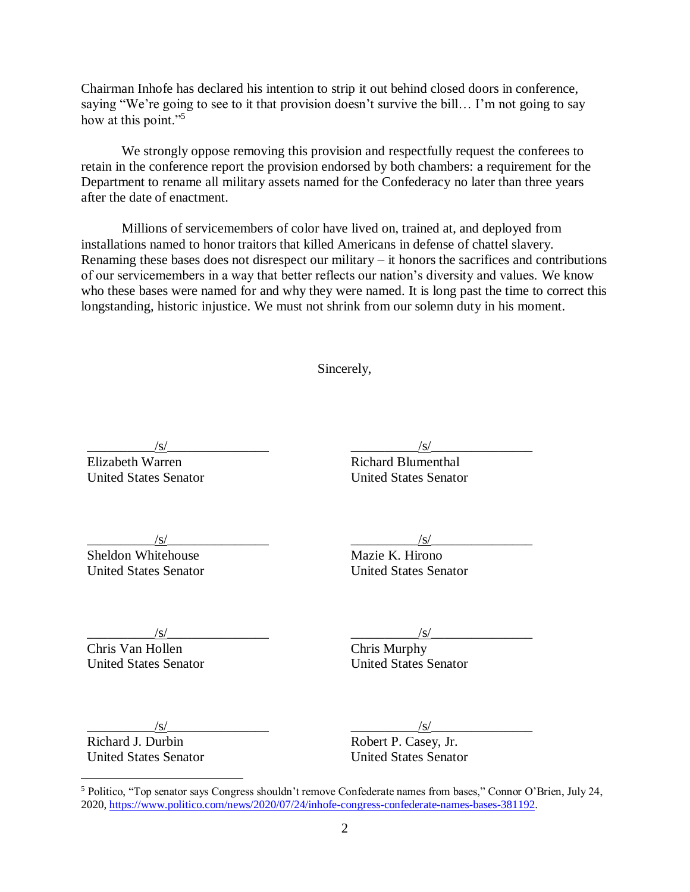Chairman Inhofe has declared his intention to strip it out behind closed doors in conference, saying "We're going to see to it that provision doesn't survive the bill… I'm not going to say how at this point."[5]

We strongly oppose removing this provision and respectfully request the conferees to retain in the conference report the provision endorsed by both chambers: a requirement for the Department to rename all military assets named for the Confederacy no later than three years after the date of enactment.

Millions of servicemembers of color have lived on, trained at, and deployed from installations named to honor traitors that killed Americans in defense of chattel slavery. Renaming these bases does not disrespect our military – it honors the sacrifices and contributions of our servicemembers in a way that better reflects our nation's diversity and values. We know who these bases were named for and why they were named. It is long past the time to correct this longstanding, historic injustice. We must not shrink from our solemn duty in his moment.

Sincerely,

__________/s/_______________
Elizabeth Warren
United States Senator

__________/s/_______________
Richard Blumenthal
United States Senator

__________/s/_______________
Sheldon Whitehouse
United States Senator

__________/s/_______________
Mazie K. Hirono
United States Senator

__________/s/_______________
Chris Van Hollen
United States Senator

__________/s/_______________
Chris Murphy
United States Senator

__________/s/_______________
Richard J. Durbin
United States Senator

__________/s/_______________
Robert P. Casey, Jr.
United States Senator

---

[5] Politico, "Top senator says Congress shouldn't remove Confederate names from bases," Connor O'Brien, July 24, 2020, https://www.politico.com/news/2020/07/24/inhofe-congress-confederate-names-bases-381192.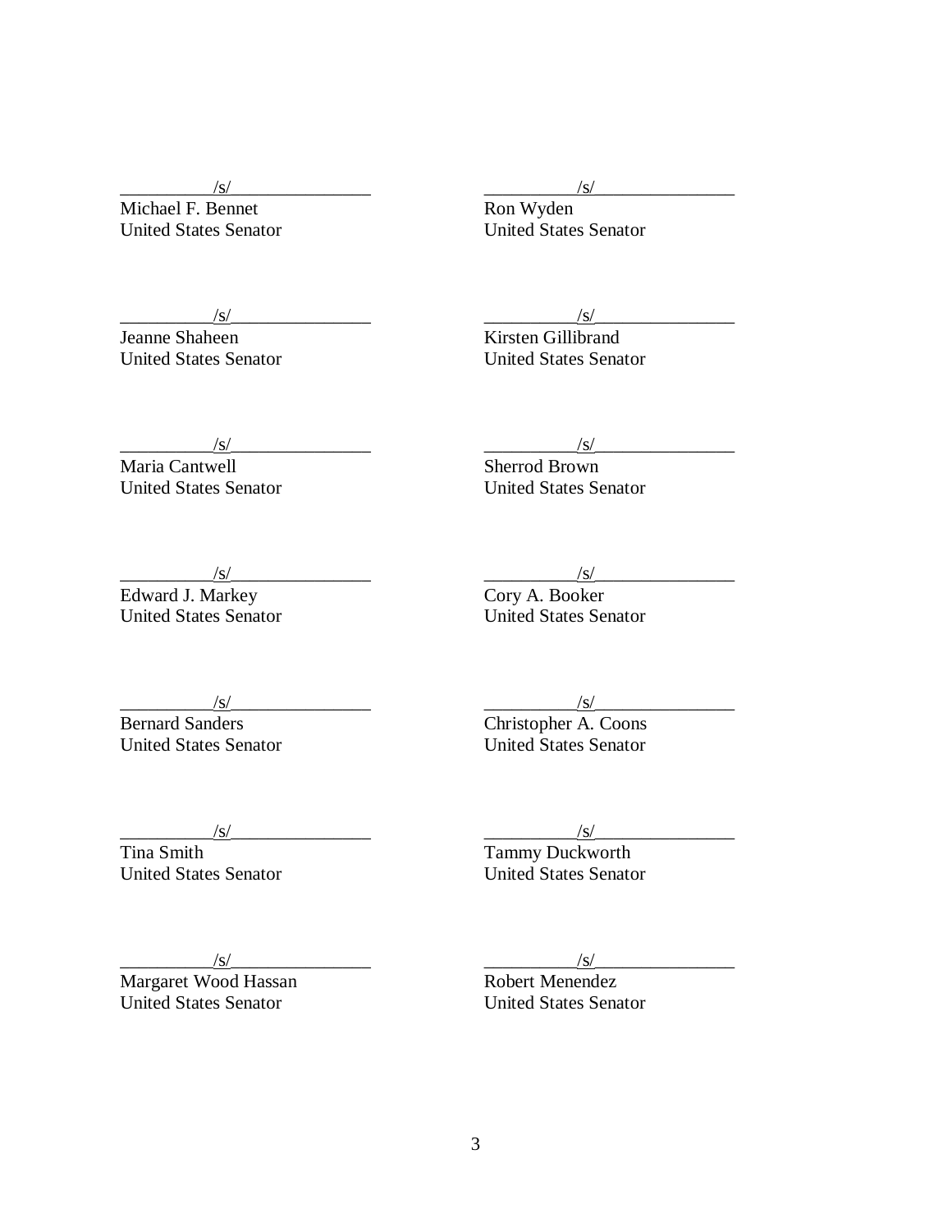\_\_\_\_\_\_\_\_\_\_/s/\_\_\_\_\_\_\_\_\_\_\_\_\_\_\_
Michael F. Bennet
United States Senator

\_\_\_\_\_\_\_\_\_\_/s/\_\_\_\_\_\_\_\_\_\_\_\_\_\_\_
Ron Wyden
United States Senator

\_\_\_\_\_\_\_\_\_\_/s/\_\_\_\_\_\_\_\_\_\_\_\_\_\_\_
Jeanne Shaheen
United States Senator

\_\_\_\_\_\_\_\_\_\_/s/\_\_\_\_\_\_\_\_\_\_\_\_\_\_\_
Kirsten Gillibrand
United States Senator

\_\_\_\_\_\_\_\_\_\_/s/\_\_\_\_\_\_\_\_\_\_\_\_\_\_\_
Maria Cantwell
United States Senator

\_\_\_\_\_\_\_\_\_\_/s/\_\_\_\_\_\_\_\_\_\_\_\_\_\_\_
Sherrod Brown
United States Senator

\_\_\_\_\_\_\_\_\_\_/s/\_\_\_\_\_\_\_\_\_\_\_\_\_\_\_
Edward J. Markey
United States Senator

\_\_\_\_\_\_\_\_\_\_/s/\_\_\_\_\_\_\_\_\_\_\_\_\_\_\_
Cory A. Booker
United States Senator

\_\_\_\_\_\_\_\_\_\_/s/\_\_\_\_\_\_\_\_\_\_\_\_\_\_\_
Bernard Sanders
United States Senator

\_\_\_\_\_\_\_\_\_\_/s/\_\_\_\_\_\_\_\_\_\_\_\_\_\_\_
Christopher A. Coons
United States Senator

\_\_\_\_\_\_\_\_\_\_/s/\_\_\_\_\_\_\_\_\_\_\_\_\_\_\_
Tina Smith
United States Senator

\_\_\_\_\_\_\_\_\_\_/s/\_\_\_\_\_\_\_\_\_\_\_\_\_\_\_
Tammy Duckworth
United States Senator

\_\_\_\_\_\_\_\_\_\_/s/\_\_\_\_\_\_\_\_\_\_\_\_\_\_\_
Margaret Wood Hassan
United States Senator

\_\_\_\_\_\_\_\_\_\_/s/\_\_\_\_\_\_\_\_\_\_\_\_\_\_\_
Robert Menendez
United States Senator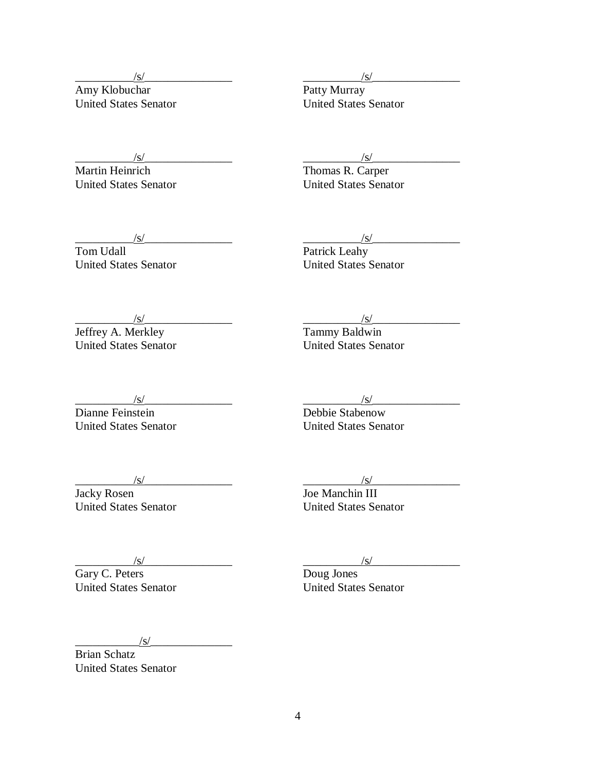/s/
Amy Klobuchar
United States Senator

/s/
Patty Murray
United States Senator

/s/
Martin Heinrich
United States Senator

/s/
Thomas R. Carper
United States Senator

/s/
Tom Udall
United States Senator

/s/
Patrick Leahy
United States Senator

/s/
Jeffrey A. Merkley
United States Senator

/s/
Tammy Baldwin
United States Senator

/s/
Dianne Feinstein
United States Senator

/s/
Debbie Stabenow
United States Senator

/s/
Jacky Rosen
United States Senator

/s/
Joe Manchin III
United States Senator

/s/
Gary C. Peters
United States Senator

/s/
Doug Jones
United States Senator

/s/
Brian Schatz
United States Senator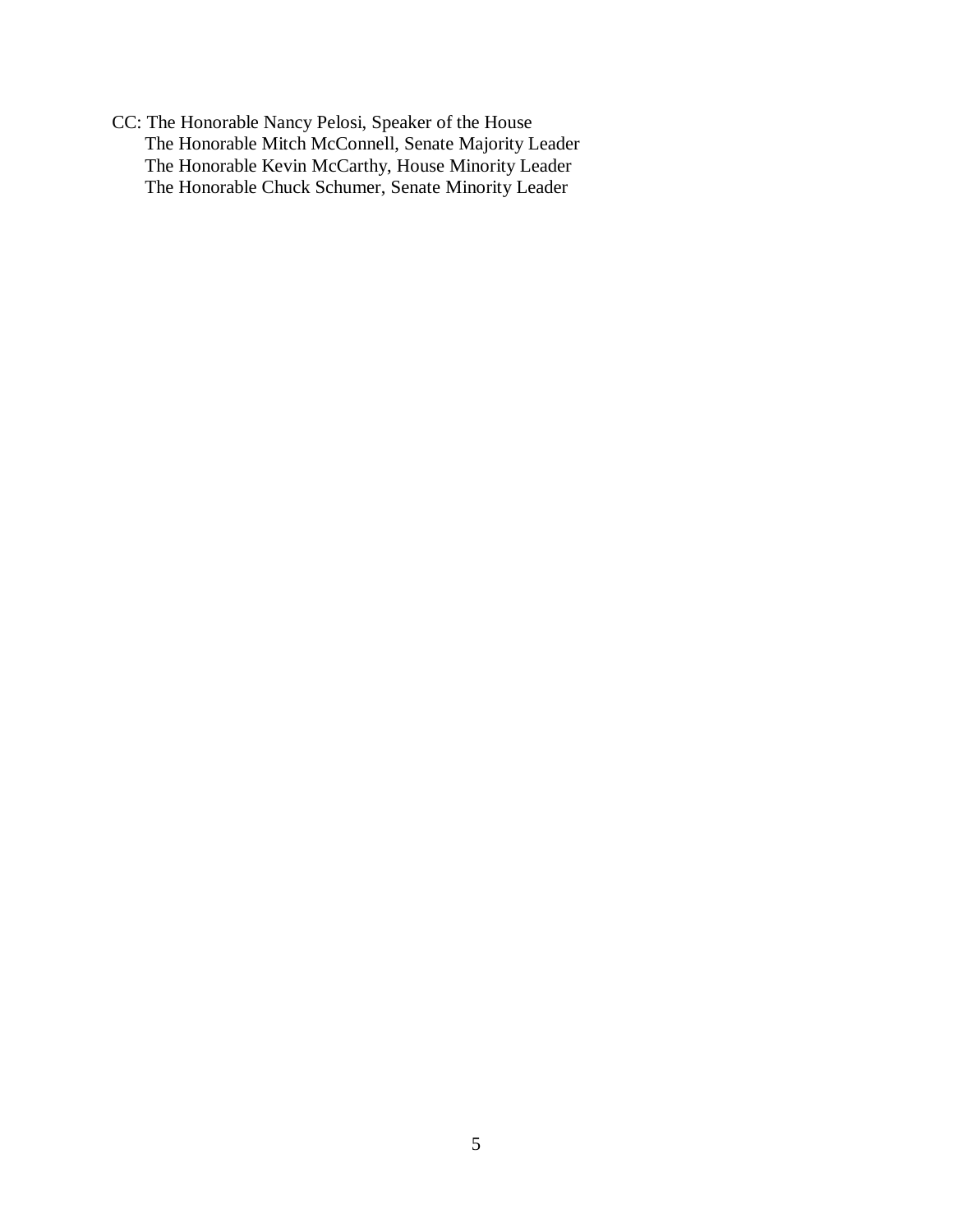CC: The Honorable Nancy Pelosi, Speaker of the House
The Honorable Mitch McConnell, Senate Majority Leader
The Honorable Kevin McCarthy, House Minority Leader
The Honorable Chuck Schumer, Senate Minority Leader